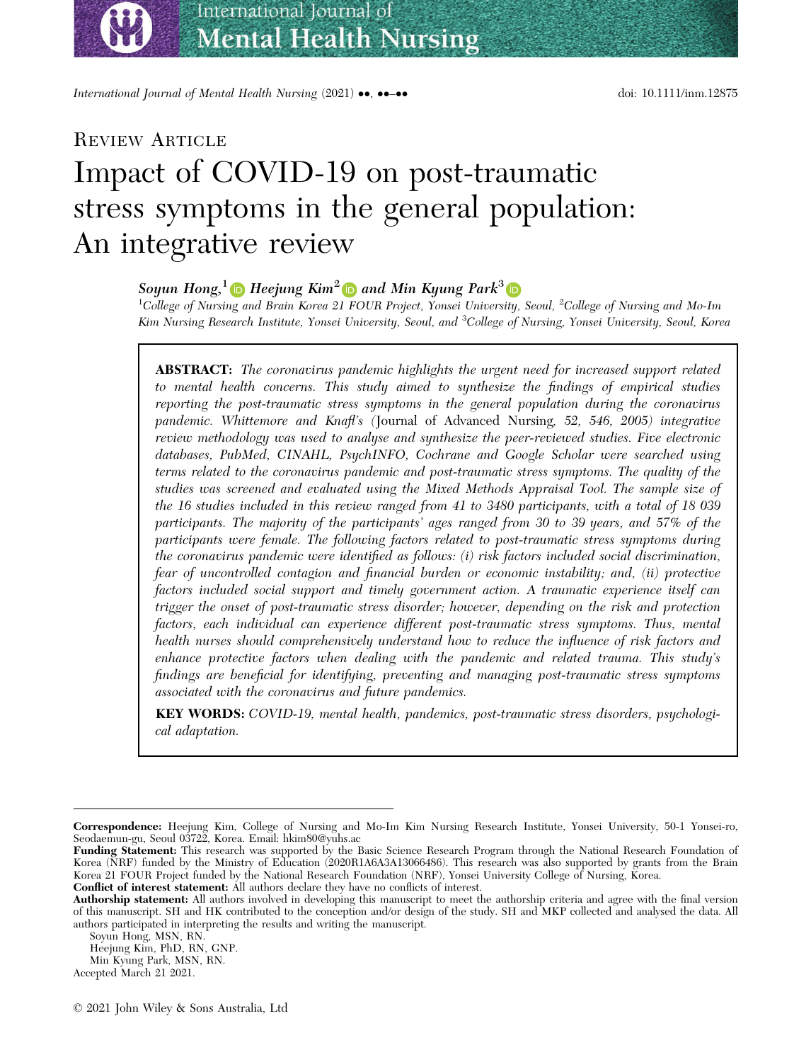Review Article

# Impact of COVID-19 on post-traumatic stress symptoms in the general population: An integrative review

***Soyun Hong,*[1] *Heejung Kim*[2] *and Min Kyung Park*[3]**

[1]*College of Nursing and Brain Korea 21 FOUR Project, Yonsei University, Seoul,* [2]*College of Nursing and Mo-Im Kim Nursing Research Institute, Yonsei University, Seoul, and* [3]*College of Nursing, Yonsei University, Seoul, Korea*

**ABSTRACT:** *The coronavirus pandemic highlights the urgent need for increased support related to mental health concerns. This study aimed to synthesize the findings of empirical studies reporting the post-traumatic stress symptoms in the general population during the coronavirus pandemic. Whittemore and Knafl's* (Journal of Advanced Nursing, 52, 546, 2005) *integrative review methodology was used to analyse and synthesize the peer-reviewed studies. Five electronic databases, PubMed, CINAHL, PsychINFO, Cochrane and Google Scholar were searched using terms related to the coronavirus pandemic and post-traumatic stress symptoms. The quality of the studies was screened and evaluated using the Mixed Methods Appraisal Tool. The sample size of the 16 studies included in this review ranged from 41 to 3480 participants, with a total of 18 039 participants. The majority of the participants' ages ranged from 30 to 39 years, and 57% of the participants were female. The following factors related to post-traumatic stress symptoms during the coronavirus pandemic were identified as follows: (i) risk factors included social discrimination, fear of uncontrolled contagion and financial burden or economic instability; and, (ii) protective factors included social support and timely government action. A traumatic experience itself can trigger the onset of post-traumatic stress disorder; however, depending on the risk and protection factors, each individual can experience different post-traumatic stress symptoms. Thus, mental health nurses should comprehensively understand how to reduce the influence of risk factors and enhance protective factors when dealing with the pandemic and related trauma. This study's findings are beneficial for identifying, preventing and managing post-traumatic stress symptoms associated with the coronavirus and future pandemics.*

**KEY WORDS:** *COVID-19, mental health, pandemics, post-traumatic stress disorders, psychological adaptation.*

---

**Correspondence:** Heejung Kim, College of Nursing and Mo-Im Kim Nursing Research Institute, Yonsei University, 50-1 Yonsei-ro, Seodaemun-gu, Seoul 03722, Korea. Email: hkim80@yuhs.ac

**Funding Statement:** This research was supported by the Basic Science Research Program through the National Research Foundation of Korea (NRF) funded by the Ministry of Education (2020R1A6A3A13066486). This research was also supported by grants from the Brain Korea 21 FOUR Project funded by the National Research Foundation (NRF), Yonsei University College of Nursing, Korea.

**Conflict of interest statement:** All authors declare they have no conflicts of interest.

**Authorship statement:** All authors involved in developing this manuscript to meet the authorship criteria and agree with the final version of this manuscript. SH and HK contributed to the conception and/or design of the study. SH and MKP collected and analysed the data. All authors participated in interpreting the results and writing the manuscript.

Soyun Hong, MSN, RN.
Heejung Kim, PhD, RN, GNP.
Min Kyung Park, MSN, RN.

Accepted March 21 2021.

© 2021 John Wiley & Sons Australia, Ltd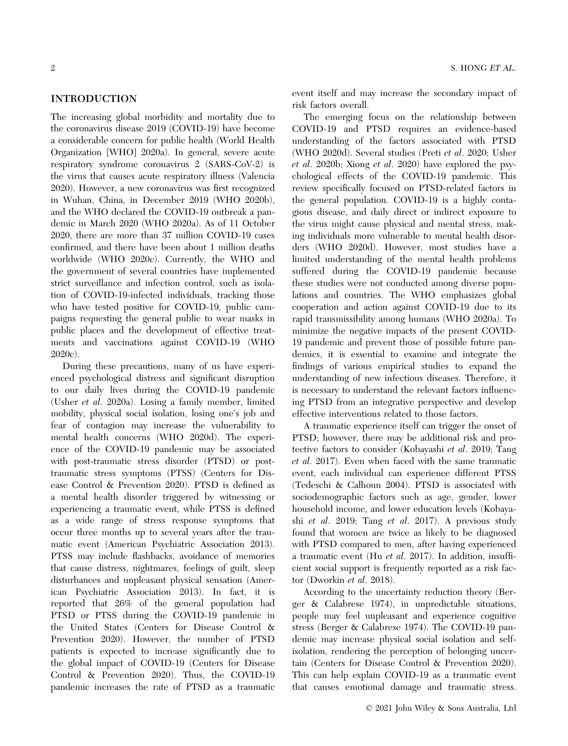## INTRODUCTION

The increasing global morbidity and mortality due to the coronavirus disease 2019 (COVID-19) have become a considerable concern for public health (World Health Organization [WHO] 2020a). In general, severe acute respiratory syndrome coronavirus 2 (SARS-CoV-2) is the virus that causes acute respiratory illness (Valencia 2020). However, a new coronavirus was first recognized in Wuhan, China, in December 2019 (WHO 2020b), and the WHO declared the COVID-19 outbreak a pandemic in March 2020 (WHO 2020a). As of 11 October 2020, there are more than 37 million COVID-19 cases confirmed, and there have been about 1 million deaths worldwide (WHO 2020c). Currently, the WHO and the government of several countries have implemented strict surveillance and infection control, such as isolation of COVID-19-infected individuals, tracking those who have tested positive for COVID-19, public campaigns requesting the general public to wear masks in public places and the development of effective treatments and vaccinations against COVID-19 (WHO 2020c).

During these precautions, many of us have experienced psychological distress and significant disruption to our daily lives during the COVID-19 pandemic (Usher *et al*. 2020a). Losing a family member, limited mobility, physical social isolation, losing one's job and fear of contagion may increase the vulnerability to mental health concerns (WHO 2020d). The experience of the COVID-19 pandemic may be associated with post-traumatic stress disorder (PTSD) or post-traumatic stress symptoms (PTSS) (Centers for Disease Control & Prevention 2020). PTSD is defined as a mental health disorder triggered by witnessing or experiencing a traumatic event, while PTSS is defined as a wide range of stress response symptoms that occur three months up to several years after the traumatic event (American Psychiatric Association 2013). PTSS may include flashbacks, avoidance of memories that cause distress, nightmares, feelings of guilt, sleep disturbances and unpleasant physical sensation (American Psychiatric Association 2013). In fact, it is reported that 26% of the general population had PTSD or PTSS during the COVID-19 pandemic in the United States (Centers for Disease Control & Prevention 2020). However, the number of PTSD patients is expected to increase significantly due to the global impact of COVID-19 (Centers for Disease Control & Prevention 2020). Thus, the COVID-19 pandemic increases the rate of PTSD as a traumatic event itself and may increase the secondary impact of risk factors overall.

The emerging focus on the relationship between COVID-19 and PTSD requires an evidence-based understanding of the factors associated with PTSD (WHO 2020d). Several studies (Preti *et al*. 2020; Usher *et al*. 2020b; Xiong *et al*. 2020) have explored the psychological effects of the COVID-19 pandemic. This review specifically focused on PTSD-related factors in the general population. COVID-19 is a highly contagious disease, and daily direct or indirect exposure to the virus might cause physical and mental stress, making individuals more vulnerable to mental health disorders (WHO 2020d). However, most studies have a limited understanding of the mental health problems suffered during the COVID-19 pandemic because these studies were not conducted among diverse populations and countries. The WHO emphasizes global cooperation and action against COVID-19 due to its rapid transmissibility among humans (WHO 2020a). To minimize the negative impacts of the present COVID-19 pandemic and prevent those of possible future pandemics, it is essential to examine and integrate the findings of various empirical studies to expand the understanding of new infectious diseases. Therefore, it is necessary to understand the relevant factors influencing PTSD from an integrative perspective and develop effective interventions related to those factors.

A traumatic experience itself can trigger the onset of PTSD; however, there may be additional risk and protective factors to consider (Kobayashi *et al*. 2019; Tang *et al*. 2017). Even when faced with the same traumatic event, each individual can experience different PTSS (Tedeschi & Calhoun 2004). PTSD is associated with sociodemographic factors such as age, gender, lower household income, and lower education levels (Kobayashi *et al*. 2019; Tang *et al*. 2017). A previous study found that women are twice as likely to be diagnosed with PTSD compared to men, after having experienced a traumatic event (Hu *et al*. 2017). In addition, insufficient social support is frequently reported as a risk factor (Dworkin *et al*. 2018).

According to the uncertainty reduction theory (Berger & Calabrese 1974), in unpredictable situations, people may feel unpleasant and experience cognitive stress (Berger & Calabrese 1974). The COVID-19 pandemic may increase physical social isolation and self-isolation, rendering the perception of belonging uncertain (Centers for Disease Control & Prevention 2020). This can help explain COVID-19 as a traumatic event that causes emotional damage and traumatic stress.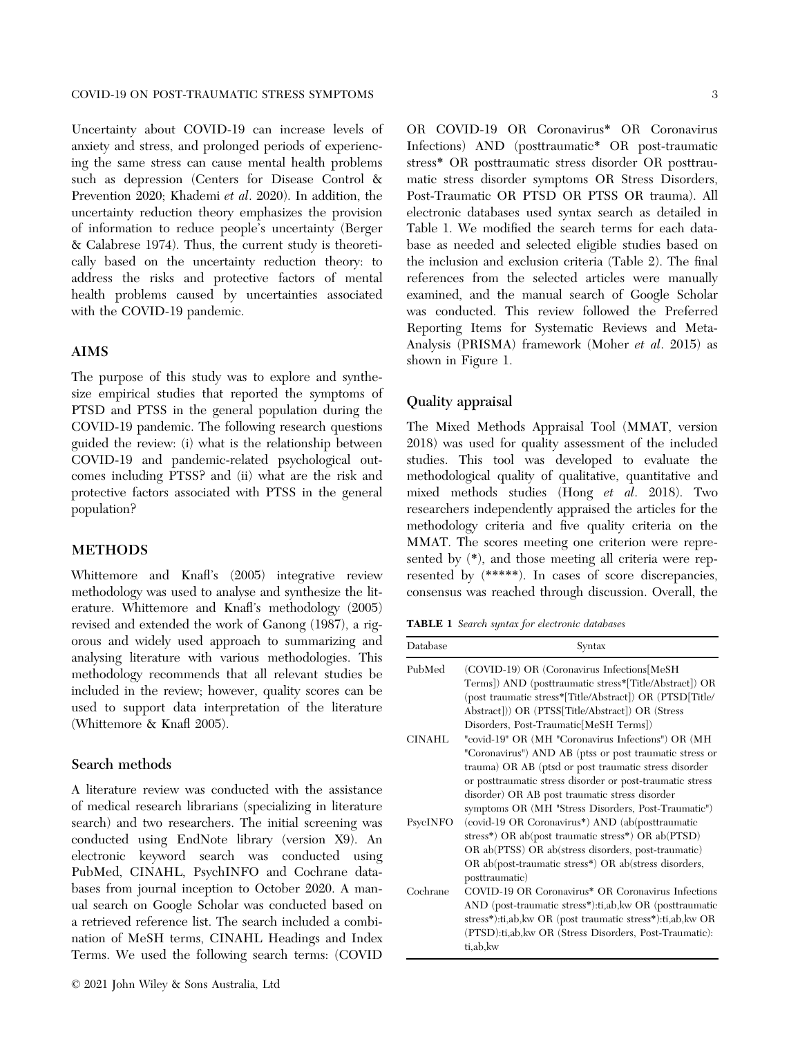Uncertainty about COVID-19 can increase levels of anxiety and stress, and prolonged periods of experiencing the same stress can cause mental health problems such as depression (Centers for Disease Control & Prevention 2020; Khademi *et al*. 2020). In addition, the uncertainty reduction theory emphasizes the provision of information to reduce people's uncertainty (Berger & Calabrese 1974). Thus, the current study is theoretically based on the uncertainty reduction theory: to address the risks and protective factors of mental health problems caused by uncertainties associated with the COVID-19 pandemic.

## AIMS

The purpose of this study was to explore and synthesize empirical studies that reported the symptoms of PTSD and PTSS in the general population during the COVID-19 pandemic. The following research questions guided the review: (i) what is the relationship between COVID-19 and pandemic-related psychological outcomes including PTSS? and (ii) what are the risk and protective factors associated with PTSS in the general population?

## METHODS

Whittemore and Knafl's (2005) integrative review methodology was used to analyse and synthesize the literature. Whittemore and Knafl's methodology (2005) revised and extended the work of Ganong (1987), a rigorous and widely used approach to summarizing and analysing literature with various methodologies. This methodology recommends that all relevant studies be included in the review; however, quality scores can be used to support data interpretation of the literature (Whittemore & Knafl 2005).

### Search methods

A literature review was conducted with the assistance of medical research librarians (specializing in literature search) and two researchers. The initial screening was conducted using EndNote library (version X9). An electronic keyword search was conducted using PubMed, CINAHL, PsychINFO and Cochrane databases from journal inception to October 2020. A manual search on Google Scholar was conducted based on a retrieved reference list. The search included a combination of MeSH terms, CINAHL Headings and Index Terms. We used the following search terms: (COVID OR COVID-19 OR Coronavirus* OR Coronavirus Infections) AND (posttraumatic* OR post-traumatic stress* OR posttraumatic stress disorder OR posttraumatic stress disorder symptoms OR Stress Disorders, Post-Traumatic OR PTSD OR PTSS OR trauma). All electronic databases used syntax search as detailed in Table 1. We modified the search terms for each database as needed and selected eligible studies based on the inclusion and exclusion criteria (Table 2). The final references from the selected articles were manually examined, and the manual search of Google Scholar was conducted. This review followed the Preferred Reporting Items for Systematic Reviews and Meta-Analysis (PRISMA) framework (Moher *et al*. 2015) as shown in Figure 1.

### Quality appraisal

The Mixed Methods Appraisal Tool (MMAT, version 2018) was used for quality assessment of the included studies. This tool was developed to evaluate the methodological quality of qualitative, quantitative and mixed methods studies (Hong *et al*. 2018). Two researchers independently appraised the articles for the methodology criteria and five quality criteria on the MMAT. The scores meeting one criterion were represented by (*), and those meeting all criteria were represented by (*****). In cases of score discrepancies, consensus was reached through discussion. Overall, the

**TABLE 1** *Search syntax for electronic databases*

| Database | Syntax |
|---|---|
| PubMed | (COVID-19) OR (Coronavirus Infections[MeSH Terms]) AND (posttraumatic stress*[Title/Abstract]) OR (post traumatic stress*[Title/Abstract]) OR (PTSD[Title/Abstract])) OR (PTSS[Title/Abstract]) OR (Stress Disorders, Post-Traumatic[MeSH Terms]) |
| CINAHL | "covid-19" OR (MH "Coronavirus Infections") OR (MH "Coronavirus") AND AB (ptss or post traumatic stress or trauma) OR AB (ptsd or post traumatic stress disorder or posttraumatic stress disorder or post-traumatic stress disorder) OR AB post traumatic stress disorder symptoms OR (MH "Stress Disorders, Post-Traumatic") |
| PsycINFO | (covid-19 OR Coronavirus*) AND (ab(posttraumatic stress*) OR ab(post traumatic stress*) OR ab(PTSD) OR ab(PTSS) OR ab(stress disorders, post-traumatic) OR ab(post-traumatic stress*) OR ab(stress disorders, posttraumatic) |
| Cochrane | COVID-19 OR Coronavirus* OR Coronavirus Infections AND (post-traumatic stress*):ti,ab,kw OR (posttraumatic stress*):ti,ab,kw OR (post traumatic stress*):ti,ab,kw OR (PTSD):ti,ab,kw OR (Stress Disorders, Post-Traumatic): ti,ab,kw |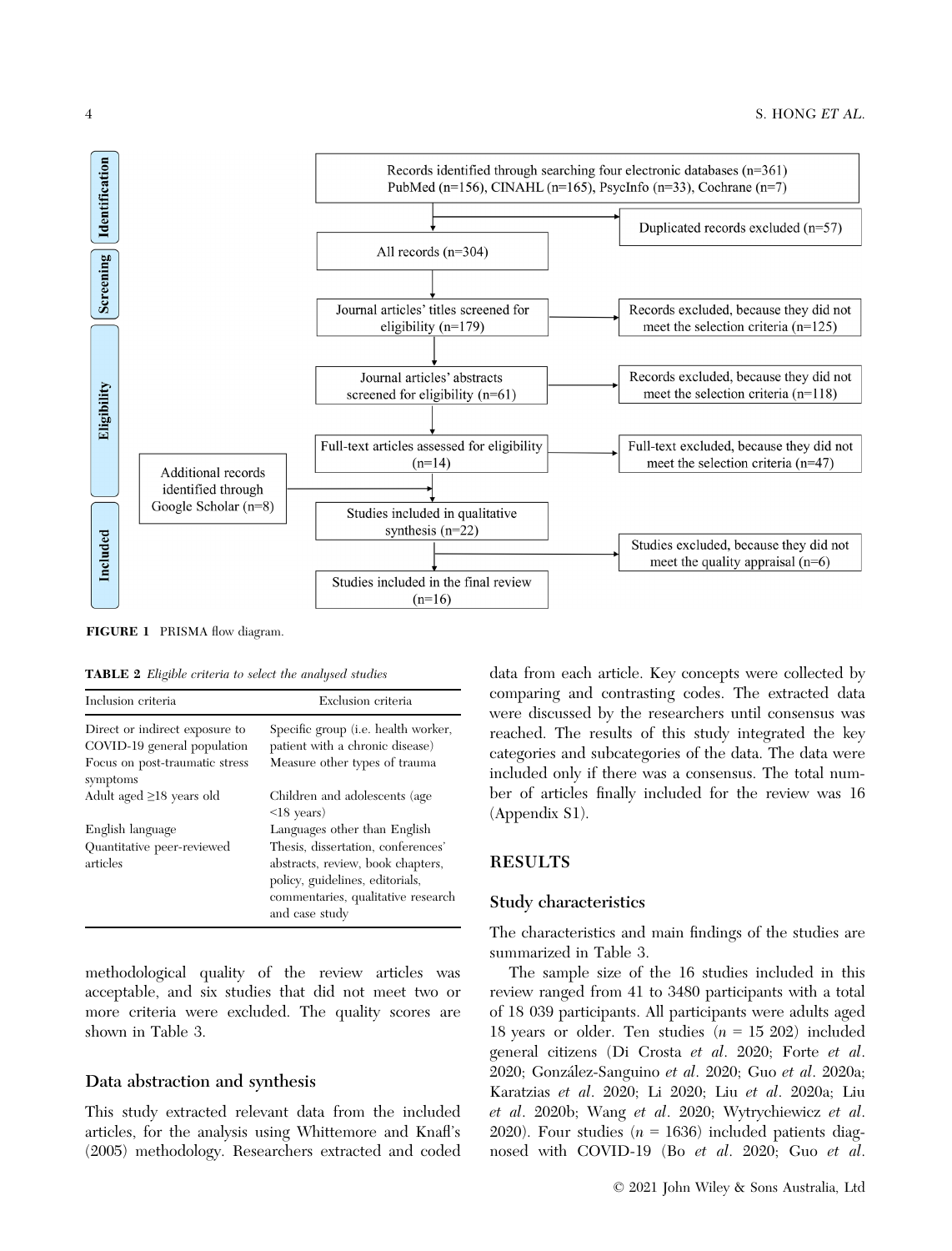Identification

Records identified through searching four electronic databases (n=361)
PubMed (n=156), CINAHL (n=165), PsycInfo (n=33), Cochrane (n=7)

Duplicated records excluded (n=57)

Screening

All records (n=304)

Eligibility

Journal articles' titles screened for eligibility (n=179)

Records excluded, because they did not meet the selection criteria (n=125)

Journal articles' abstracts screened for eligibility (n=61)

Records excluded, because they did not meet the selection criteria (n=118)

Full-text articles assessed for eligibility (n=14)

Full-text excluded, because they did not meet the selection criteria (n=47)

Additional records identified through Google Scholar (n=8)

Included

Studies included in qualitative synthesis (n=22)

Studies excluded, because they did not meet the quality appraisal (n=6)

Studies included in the final review (n=16)

**FIGURE 1** PRISMA flow diagram.

**TABLE 2** *Eligible criteria to select the analysed studies*

| Inclusion criteria | Exclusion criteria |
|---|---|
| Direct or indirect exposure to COVID-19 general population | Specific group (i.e. health worker, patient with a chronic disease) |
| Focus on post-traumatic stress symptoms | Measure other types of trauma |
| Adult aged ≥18 years old | Children and adolescents (age <18 years) |
| English language | Languages other than English |
| Quantitative peer-reviewed articles | Thesis, dissertation, conferences' abstracts, review, book chapters, policy, guidelines, editorials, commentaries, qualitative research and case study |

methodological quality of the review articles was acceptable, and six studies that did not meet two or more criteria were excluded. The quality scores are shown in Table 3.

### Data abstraction and synthesis

This study extracted relevant data from the included articles, for the analysis using Whittemore and Knafl's (2005) methodology. Researchers extracted and coded data from each article. Key concepts were collected by comparing and contrasting codes. The extracted data were discussed by the researchers until consensus was reached. The results of this study integrated the key categories and subcategories of the data. The data were included only if there was a consensus. The total number of articles finally included for the review was 16 (Appendix S1).

## RESULTS

### Study characteristics

The characteristics and main findings of the studies are summarized in Table 3.

The sample size of the 16 studies included in this review ranged from 41 to 3480 participants with a total of 18 039 participants. All participants were adults aged 18 years or older. Ten studies ($n$ = 15 202) included general citizens (Di Crosta *et al*. 2020; Forte *et al*. 2020; González-Sanguino *et al*. 2020; Guo *et al*. 2020a; Karatzias *et al*. 2020; Li 2020; Liu *et al*. 2020a; Liu *et al*. 2020b; Wang *et al*. 2020; Wytrychiewicz *et al*. 2020). Four studies ($n$ = 1636) included patients diagnosed with COVID-19 (Bo *et al*. 2020; Guo *et al*.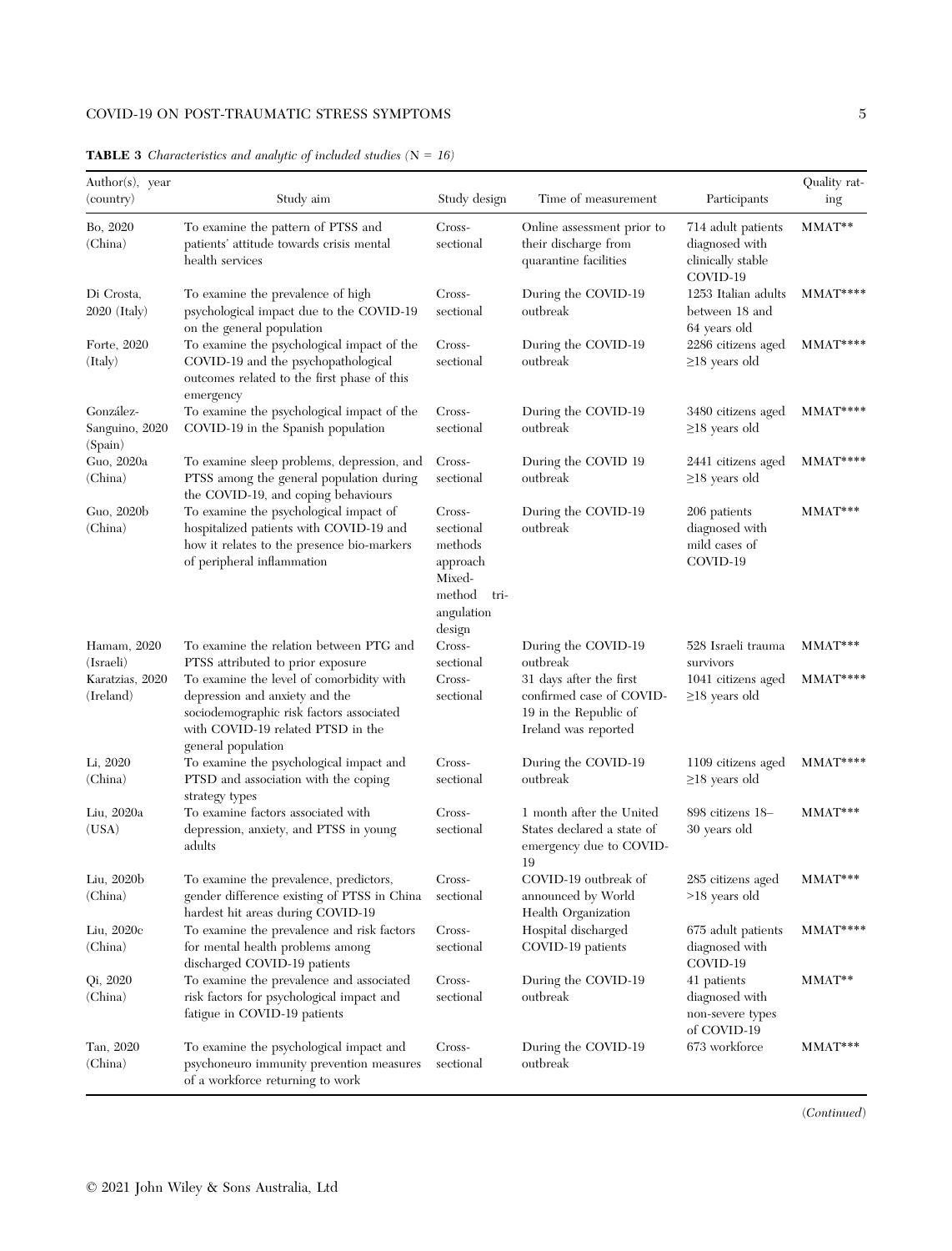**TABLE 3** *Characteristics and analytic of included studies (N = 16)*

| Author(s), year (country) | Study aim | Study design | Time of measurement | Participants | Quality rating |
|---|---|---|---|---|---|
| Bo, 2020 (China) | To examine the pattern of PTSS and patients' attitude towards crisis mental health services | Cross-sectional | Online assessment prior to their discharge from quarantine facilities | 714 adult patients diagnosed with clinically stable COVID-19 | MMAT** |
| Di Crosta, 2020 (Italy) | To examine the prevalence of high psychological impact due to the COVID-19 on the general population | Cross-sectional | During the COVID-19 outbreak | 1253 Italian adults between 18 and 64 years old | MMAT**** |
| Forte, 2020 (Italy) | To examine the psychological impact of the COVID-19 and the psychopathological outcomes related to the first phase of this emergency | Cross-sectional | During the COVID-19 outbreak | 2286 citizens aged ≥18 years old | MMAT**** |
| González-Sanguino, 2020 (Spain) | To examine the psychological impact of the COVID-19 in the Spanish population | Cross-sectional | During the COVID-19 outbreak | 3480 citizens aged ≥18 years old | MMAT**** |
| Guo, 2020a (China) | To examine sleep problems, depression, and PTSS among the general population during the COVID-19, and coping behaviours | Cross-sectional | During the COVID 19 outbreak | 2441 citizens aged ≥18 years old | MMAT**** |
| Guo, 2020b (China) | To examine the psychological impact of hospitalized patients with COVID-19 and how it relates to the presence bio-markers of peripheral inflammation | Cross-sectional methods approach Mixed-method tri-angulation design | During the COVID-19 outbreak | 206 patients diagnosed with mild cases of COVID-19 | MMAT*** |
| Hamam, 2020 (Israeli) | To examine the relation between PTG and PTSS attributed to prior exposure | Cross-sectional | During the COVID-19 outbreak | 528 Israeli trauma survivors | MMAT*** |
| Karatzias, 2020 (Ireland) | To examine the level of comorbidity with depression and anxiety and the sociodemographic risk factors associated with COVID-19 related PTSD in the general population | Cross-sectional | 31 days after the first confirmed case of COVID-19 in the Republic of Ireland was reported | 1041 citizens aged ≥18 years old | MMAT**** |
| Li, 2020 (China) | To examine the psychological impact and PTSD and association with the coping strategy types | Cross-sectional | During the COVID-19 outbreak | 1109 citizens aged ≥18 years old | MMAT**** |
| Liu, 2020a (USA) | To examine factors associated with depression, anxiety, and PTSS in young adults | Cross-sectional | 1 month after the United States declared a state of emergency due to COVID-19 | 898 citizens 18–30 years old | MMAT*** |
| Liu, 2020b (China) | To examine the prevalence, predictors, gender difference existing of PTSS in China hardest hit areas during COVID-19 | Cross-sectional | COVID-19 outbreak of announced by World Health Organization | 285 citizens aged >18 years old | MMAT*** |
| Liu, 2020c (China) | To examine the prevalence and risk factors for mental health problems among discharged COVID-19 patients | Cross-sectional | Hospital discharged COVID-19 patients | 675 adult patients diagnosed with COVID-19 | MMAT**** |
| Qi, 2020 (China) | To examine the prevalence and associated risk factors for psychological impact and fatigue in COVID-19 patients | Cross-sectional | During the COVID-19 outbreak | 41 patients diagnosed with non-severe types of COVID-19 | MMAT** |
| Tan, 2020 (China) | To examine the psychological impact and psychoneuro immunity prevention measures of a workforce returning to work | Cross-sectional | During the COVID-19 outbreak | 673 workforce | MMAT*** |

(*Continued*)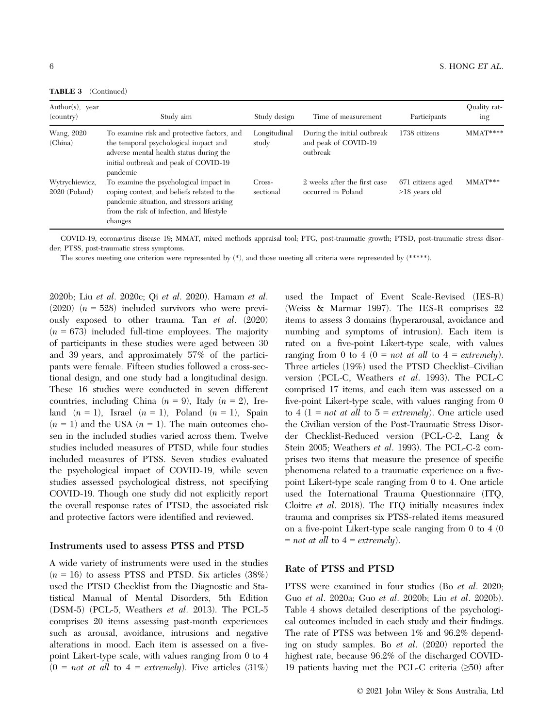**TABLE 3** (Continued)

| Author(s), year (country) | Study aim | Study design | Time of measurement | Participants | Quality rating |
|---|---|---|---|---|---|
| Wang, 2020 (China) | To examine risk and protective factors, and the temporal psychological impact and adverse mental health status during the initial outbreak and peak of COVID-19 pandemic | Longitudinal study | During the initial outbreak and peak of COVID-19 outbreak | 1738 citizens | MMAT**** |
| Wytrychiewicz, 2020 (Poland) | To examine the psychological impact in coping context, and beliefs related to the pandemic situation, and stressors arising from the risk of infection, and lifestyle changes | Cross-sectional | 2 weeks after the first case occurred in Poland | 671 citizens aged >18 years old | MMAT*** |

COVID-19, coronavirus disease 19; MMAT, mixed methods appraisal tool; PTG, post-traumatic growth; PTSD, post-traumatic stress disorder; PTSS, post-traumatic stress symptoms.

The scores meeting one criterion were represented by (*), and those meeting all criteria were represented by (*****).

2020b; Liu *et al*. 2020c; Qi *et al*. 2020). Hamam *et al*. (2020) ($n$ = 528) included survivors who were previously exposed to other trauma. Tan *et al*. (2020) ($n$ = 673) included full-time employees. The majority of participants in these studies were aged between 30 and 39 years, and approximately 57% of the participants were female. Fifteen studies followed a cross-sectional design, and one study had a longitudinal design. These 16 studies were conducted in seven different countries, including China ($n$ = 9), Italy ($n$ = 2), Ireland ($n$ = 1), Israel ($n$ = 1), Poland ($n$ = 1), Spain ($n$ = 1) and the USA ($n$ = 1). The main outcomes chosen in the included studies varied across them. Twelve studies included measures of PTSD, while four studies included measures of PTSS. Seven studies evaluated the psychological impact of COVID-19, while seven studies assessed psychological distress, not specifying COVID-19. Though one study did not explicitly report the overall response rates of PTSD, the associated risk and protective factors were identified and reviewed.

### Instruments used to assess PTSS and PTSD

A wide variety of instruments were used in the studies ($n$ = 16) to assess PTSS and PTSD. Six articles (38%) used the PTSD Checklist from the Diagnostic and Statistical Manual of Mental Disorders, 5th Edition (DSM-5) (PCL-5, Weathers *et al*. 2013). The PCL-5 comprises 20 items assessing past-month experiences such as arousal, avoidance, intrusions and negative alterations in mood. Each item is assessed on a five-point Likert-type scale, with values ranging from 0 to 4 (0 = *not at all* to 4 = *extremely*). Five articles (31%) used the Impact of Event Scale-Revised (IES-R) (Weiss & Marmar 1997). The IES-R comprises 22 items to assess 3 domains (hyperarousal, avoidance and numbing and symptoms of intrusion). Each item is rated on a five-point Likert-type scale, with values ranging from 0 to 4 (0 = *not at all* to 4 = *extremely*). Three articles (19%) used the PTSD Checklist–Civilian version (PCL-C, Weathers *et al*. 1993). The PCL-C comprised 17 items, and each item was assessed on a five-point Likert-type scale, with values ranging from 0 to 4 (1 = *not at all* to 5 = *extremely*). One article used the Civilian version of the Post-Traumatic Stress Disorder Checklist-Reduced version (PCL-C-2, Lang & Stein 2005; Weathers *et al*. 1993). The PCL-C-2 comprises two items that measure the presence of specific phenomena related to a traumatic experience on a five-point Likert-type scale ranging from 0 to 4. One article used the International Trauma Questionnaire (ITQ, Cloitre *et al*. 2018). The ITQ initially measures index trauma and comprises six PTSS-related items measured on a five-point Likert-type scale ranging from 0 to 4 (0 = *not at all* to 4 = *extremely*).

### Rate of PTSS and PTSD

PTSS were examined in four studies (Bo *et al*. 2020; Guo *et al*. 2020a; Guo *et al*. 2020b; Liu *et al*. 2020b). Table 4 shows detailed descriptions of the psychological outcomes included in each study and their findings. The rate of PTSS was between 1% and 96.2% depending on study samples. Bo *et al*. (2020) reported the highest rate, because 96.2% of the discharged COVID-19 patients having met the PCL-C criteria (≥50) after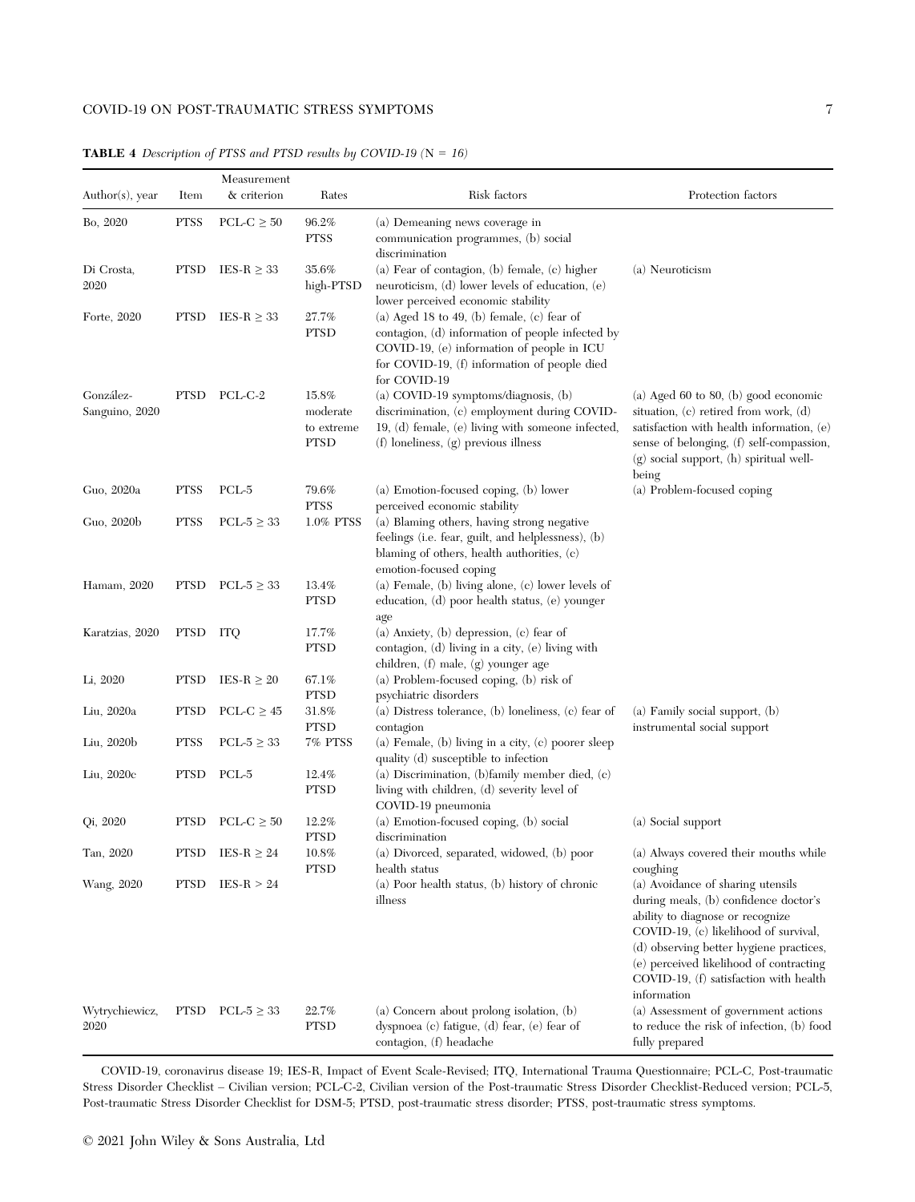**TABLE 4** *Description of PTSS and PTSD results by COVID-19 (N = 16)*

| Author(s), year | Item | Measurement & criterion | Rates | Risk factors | Protection factors |
|---|---|---|---|---|---|
| Bo, 2020 | PTSS | PCL-C ≥ 50 | 96.2% PTSS | (a) Demeaning news coverage in communication programmes, (b) social discrimination | |
| Di Crosta, 2020 | PTSD | IES-R ≥ 33 | 35.6% high-PTSD | (a) Fear of contagion, (b) female, (c) higher neuroticism, (d) lower levels of education, (e) lower perceived economic stability | (a) Neuroticism |
| Forte, 2020 | PTSD | IES-R ≥ 33 | 27.7% PTSD | (a) Aged 18 to 49, (b) female, (c) fear of contagion, (d) information of people infected by COVID-19, (e) information of people in ICU for COVID-19, (f) information of people died for COVID-19 | |
| González-Sanguino, 2020 | PTSD | PCL-C-2 | 15.8% moderate to extreme PTSD | (a) COVID-19 symptoms/diagnosis, (b) discrimination, (c) employment during COVID-19, (d) female, (e) living with someone infected, (f) loneliness, (g) previous illness | (a) Aged 60 to 80, (b) good economic situation, (c) retired from work, (d) satisfaction with health information, (e) sense of belonging, (f) self-compassion, (g) social support, (h) spiritual well-being |
| Guo, 2020a | PTSS | PCL-5 | 79.6% PTSS | (a) Emotion-focused coping, (b) lower perceived economic stability | (a) Problem-focused coping |
| Guo, 2020b | PTSS | PCL-5 ≥ 33 | 1.0% PTSS | (a) Blaming others, having strong negative feelings (i.e. fear, guilt, and helplessness), (b) blaming of others, health authorities, (c) emotion-focused coping | |
| Hamam, 2020 | PTSD | PCL-5 ≥ 33 | 13.4% PTSD | (a) Female, (b) living alone, (c) lower levels of education, (d) poor health status, (e) younger age | |
| Karatzias, 2020 | PTSD | ITQ | 17.7% PTSD | (a) Anxiety, (b) depression, (c) fear of contagion, (d) living in a city, (e) living with children, (f) male, (g) younger age | |
| Li, 2020 | PTSD | IES-R ≥ 20 | 67.1% PTSD | (a) Problem-focused coping, (b) risk of psychiatric disorders | |
| Liu, 2020a | PTSD | PCL-C ≥ 45 | 31.8% PTSD | (a) Distress tolerance, (b) loneliness, (c) fear of contagion | (a) Family social support, (b) instrumental social support |
| Liu, 2020b | PTSS | PCL-5 ≥ 33 | 7% PTSS | (a) Female, (b) living in a city, (c) poorer sleep quality (d) susceptible to infection | |
| Liu, 2020c | PTSD | PCL-5 | 12.4% PTSD | (a) Discrimination, (b)family member died, (c) living with children, (d) severity level of COVID-19 pneumonia | |
| Qi, 2020 | PTSD | PCL-C ≥ 50 | 12.2% PTSD | (a) Emotion-focused coping, (b) social discrimination | (a) Social support |
| Tan, 2020 | PTSD | IES-R ≥ 24 | 10.8% PTSD | (a) Divorced, separated, widowed, (b) poor health status | (a) Always covered their mouths while coughing |
| Wang, 2020 | PTSD | IES-R > 24 | | (a) Poor health status, (b) history of chronic illness | (a) Avoidance of sharing utensils during meals, (b) confidence doctor's ability to diagnose or recognize COVID-19, (c) likelihood of survival, (d) observing better hygiene practices, (e) perceived likelihood of contracting COVID-19, (f) satisfaction with health information |
| Wytrychiewicz, 2020 | PTSD | PCL-5 ≥ 33 | 22.7% PTSD | (a) Concern about prolong isolation, (b) dyspnoea (c) fatigue, (d) fear, (e) fear of contagion, (f) headache | (a) Assessment of government actions to reduce the risk of infection, (b) food fully prepared |

COVID-19, coronavirus disease 19; IES-R, Impact of Event Scale-Revised; ITQ, International Trauma Questionnaire; PCL-C, Post-traumatic Stress Disorder Checklist – Civilian version; PCL-C-2, Civilian version of the Post-traumatic Stress Disorder Checklist-Reduced version; PCL-5, Post-traumatic Stress Disorder Checklist for DSM-5; PTSD, post-traumatic stress disorder; PTSS, post-traumatic stress symptoms.

© 2021 John Wiley & Sons Australia, Ltd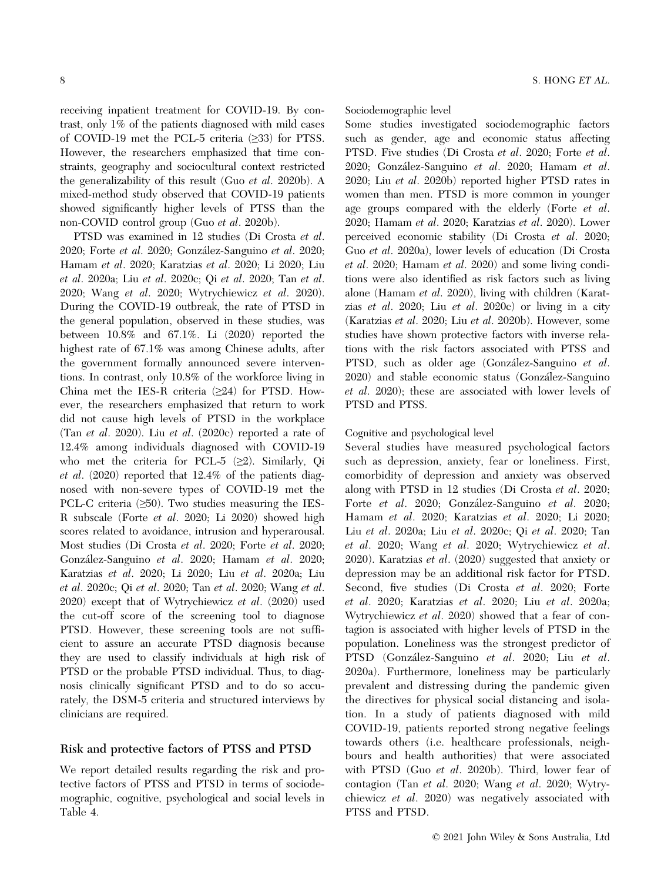receiving inpatient treatment for COVID-19. By contrast, only 1% of the patients diagnosed with mild cases of COVID-19 met the PCL-5 criteria (≥33) for PTSS. However, the researchers emphasized that time constraints, geography and sociocultural context restricted the generalizability of this result (Guo *et al*. 2020b). A mixed-method study observed that COVID-19 patients showed significantly higher levels of PTSS than the non-COVID control group (Guo *et al*. 2020b).

PTSD was examined in 12 studies (Di Crosta *et al*. 2020; Forte *et al*. 2020; González-Sanguino *et al*. 2020; Hamam *et al*. 2020; Karatzias *et al*. 2020; Li 2020; Liu *et al*. 2020a; Liu *et al*. 2020c; Qi *et al*. 2020; Tan *et al*. 2020; Wang *et al*. 2020; Wytrychiewicz *et al*. 2020). During the COVID-19 outbreak, the rate of PTSD in the general population, observed in these studies, was between 10.8% and 67.1%. Li (2020) reported the highest rate of 67.1% was among Chinese adults, after the government formally announced severe interventions. In contrast, only 10.8% of the workforce living in China met the IES-R criteria (≥24) for PTSD. However, the researchers emphasized that return to work did not cause high levels of PTSD in the workplace (Tan *et al*. 2020). Liu *et al*. (2020c) reported a rate of 12.4% among individuals diagnosed with COVID-19 who met the criteria for PCL-5 (≥2). Similarly, Qi *et al*. (2020) reported that 12.4% of the patients diagnosed with non-severe types of COVID-19 met the PCL-C criteria (≥50). Two studies measuring the IES-R subscale (Forte *et al*. 2020; Li 2020) showed high scores related to avoidance, intrusion and hyperarousal. Most studies (Di Crosta *et al*. 2020; Forte *et al*. 2020; González-Sanguino *et al*. 2020; Hamam *et al*. 2020; Karatzias *et al*. 2020; Li 2020; Liu *et al*. 2020a; Liu *et al*. 2020c; Qi *et al*. 2020; Tan *et al*. 2020; Wang *et al*. 2020) except that of Wytrychiewicz *et al*. (2020) used the cut-off score of the screening tool to diagnose PTSD. However, these screening tools are not sufficient to assure an accurate PTSD diagnosis because they are used to classify individuals at high risk of PTSD or the probable PTSD individual. Thus, to diagnosis clinically significant PTSD and to do so accurately, the DSM-5 criteria and structured interviews by clinicians are required.

## Risk and protective factors of PTSS and PTSD

We report detailed results regarding the risk and protective factors of PTSS and PTSD in terms of sociodemographic, cognitive, psychological and social levels in Table 4.

### Sociodemographic level

Some studies investigated sociodemographic factors such as gender, age and economic status affecting PTSD. Five studies (Di Crosta *et al*. 2020; Forte *et al*. 2020; González-Sanguino *et al*. 2020; Hamam *et al*. 2020; Liu *et al*. 2020b) reported higher PTSD rates in women than men. PTSD is more common in younger age groups compared with the elderly (Forte *et al*. 2020; Hamam *et al*. 2020; Karatzias *et al*. 2020). Lower perceived economic stability (Di Crosta *et al*. 2020; Guo *et al*. 2020a), lower levels of education (Di Crosta *et al*. 2020; Hamam *et al*. 2020) and some living conditions were also identified as risk factors such as living alone (Hamam *et al*. 2020), living with children (Karatzias *et al*. 2020; Liu *et al*. 2020c) or living in a city (Karatzias *et al*. 2020; Liu *et al*. 2020b). However, some studies have shown protective factors with inverse relations with the risk factors associated with PTSS and PTSD, such as older age (González-Sanguino *et al*. 2020) and stable economic status (González-Sanguino *et al*. 2020); these are associated with lower levels of PTSD and PTSS.

### Cognitive and psychological level

Several studies have measured psychological factors such as depression, anxiety, fear or loneliness. First, comorbidity of depression and anxiety was observed along with PTSD in 12 studies (Di Crosta *et al*. 2020; Forte *et al*. 2020; González-Sanguino *et al*. 2020; Hamam *et al*. 2020; Karatzias *et al*. 2020; Li 2020; Liu *et al*. 2020a; Liu *et al*. 2020c; Qi *et al*. 2020; Tan *et al*. 2020; Wang *et al*. 2020; Wytrychiewicz *et al*. 2020). Karatzias *et al*. (2020) suggested that anxiety or depression may be an additional risk factor for PTSD. Second, five studies (Di Crosta *et al*. 2020; Forte *et al*. 2020; Karatzias *et al*. 2020; Liu *et al*. 2020a; Wytrychiewicz *et al*. 2020) showed that a fear of contagion is associated with higher levels of PTSD in the population. Loneliness was the strongest predictor of PTSD (González-Sanguino *et al*. 2020; Liu *et al*. 2020a). Furthermore, loneliness may be particularly prevalent and distressing during the pandemic given the directives for physical social distancing and isolation. In a study of patients diagnosed with mild COVID-19, patients reported strong negative feelings towards others (i.e. healthcare professionals, neighbours and health authorities) that were associated with PTSD (Guo *et al*. 2020b). Third, lower fear of contagion (Tan *et al*. 2020; Wang *et al*. 2020; Wytrychiewicz *et al*. 2020) was negatively associated with PTSS and PTSD.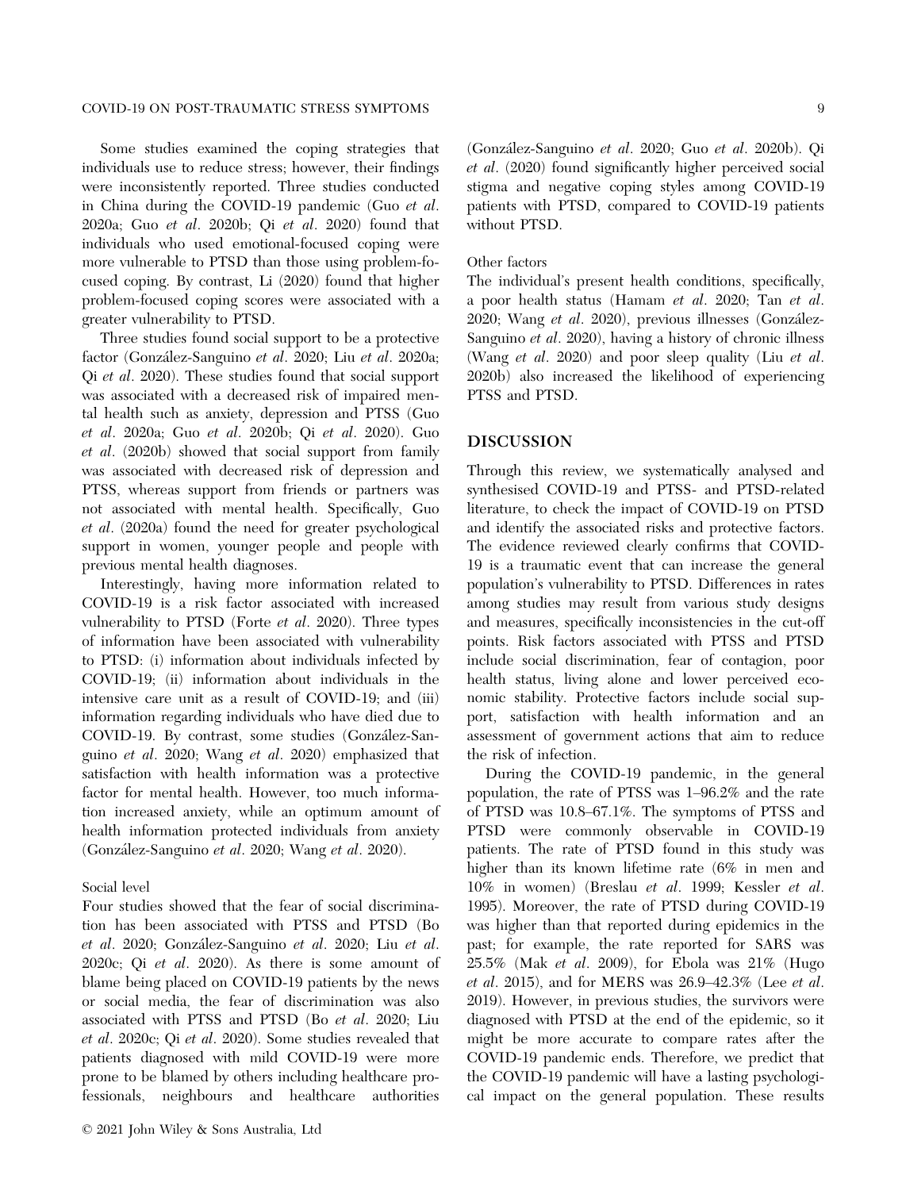Some studies examined the coping strategies that individuals use to reduce stress; however, their findings were inconsistently reported. Three studies conducted in China during the COVID-19 pandemic (Guo *et al*. 2020a; Guo *et al*. 2020b; Qi *et al*. 2020) found that individuals who used emotional-focused coping were more vulnerable to PTSD than those using problem-focused coping. By contrast, Li (2020) found that higher problem-focused coping scores were associated with a greater vulnerability to PTSD.

Three studies found social support to be a protective factor (González-Sanguino *et al*. 2020; Liu *et al*. 2020a; Qi *et al*. 2020). These studies found that social support was associated with a decreased risk of impaired mental health such as anxiety, depression and PTSS (Guo *et al*. 2020a; Guo *et al*. 2020b; Qi *et al*. 2020). Guo *et al*. (2020b) showed that social support from family was associated with decreased risk of depression and PTSS, whereas support from friends or partners was not associated with mental health. Specifically, Guo *et al*. (2020a) found the need for greater psychological support in women, younger people and people with previous mental health diagnoses.

Interestingly, having more information related to COVID-19 is a risk factor associated with increased vulnerability to PTSD (Forte *et al*. 2020). Three types of information have been associated with vulnerability to PTSD: (i) information about individuals infected by COVID-19; (ii) information about individuals in the intensive care unit as a result of COVID-19; and (iii) information regarding individuals who have died due to COVID-19. By contrast, some studies (González-Sanguino *et al*. 2020; Wang *et al*. 2020) emphasized that satisfaction with health information was a protective factor for mental health. However, too much information increased anxiety, while an optimum amount of health information protected individuals from anxiety (González-Sanguino *et al*. 2020; Wang *et al*. 2020).

#### Social level

Four studies showed that the fear of social discrimination has been associated with PTSS and PTSD (Bo *et al*. 2020; González-Sanguino *et al*. 2020; Liu *et al*. 2020c; Qi *et al*. 2020). As there is some amount of blame being placed on COVID-19 patients by the news or social media, the fear of discrimination was also associated with PTSS and PTSD (Bo *et al*. 2020; Liu *et al*. 2020c; Qi *et al*. 2020). Some studies revealed that patients diagnosed with mild COVID-19 were more prone to be blamed by others including healthcare professionals, neighbours and healthcare authorities (González-Sanguino *et al*. 2020; Guo *et al*. 2020b). Qi *et al*. (2020) found significantly higher perceived social stigma and negative coping styles among COVID-19 patients with PTSD, compared to COVID-19 patients without PTSD.

#### Other factors

The individual's present health conditions, specifically, a poor health status (Hamam *et al*. 2020; Tan *et al*. 2020; Wang *et al*. 2020), previous illnesses (González-Sanguino *et al*. 2020), having a history of chronic illness (Wang *et al*. 2020) and poor sleep quality (Liu *et al*. 2020b) also increased the likelihood of experiencing PTSS and PTSD.

## DISCUSSION

Through this review, we systematically analysed and synthesised COVID-19 and PTSS- and PTSD-related literature, to check the impact of COVID-19 on PTSD and identify the associated risks and protective factors. The evidence reviewed clearly confirms that COVID-19 is a traumatic event that can increase the general population's vulnerability to PTSD. Differences in rates among studies may result from various study designs and measures, specifically inconsistencies in the cut-off points. Risk factors associated with PTSS and PTSD include social discrimination, fear of contagion, poor health status, living alone and lower perceived economic stability. Protective factors include social support, satisfaction with health information and an assessment of government actions that aim to reduce the risk of infection.

During the COVID-19 pandemic, in the general population, the rate of PTSS was 1–96.2% and the rate of PTSD was 10.8–67.1%. The symptoms of PTSS and PTSD were commonly observable in COVID-19 patients. The rate of PTSD found in this study was higher than its known lifetime rate (6% in men and 10% in women) (Breslau *et al*. 1999; Kessler *et al*. 1995). Moreover, the rate of PTSD during COVID-19 was higher than that reported during epidemics in the past; for example, the rate reported for SARS was 25.5% (Mak *et al*. 2009), for Ebola was 21% (Hugo *et al*. 2015), and for MERS was 26.9–42.3% (Lee *et al*. 2019). However, in previous studies, the survivors were diagnosed with PTSD at the end of the epidemic, so it might be more accurate to compare rates after the COVID-19 pandemic ends. Therefore, we predict that the COVID-19 pandemic will have a lasting psychological impact on the general population. These results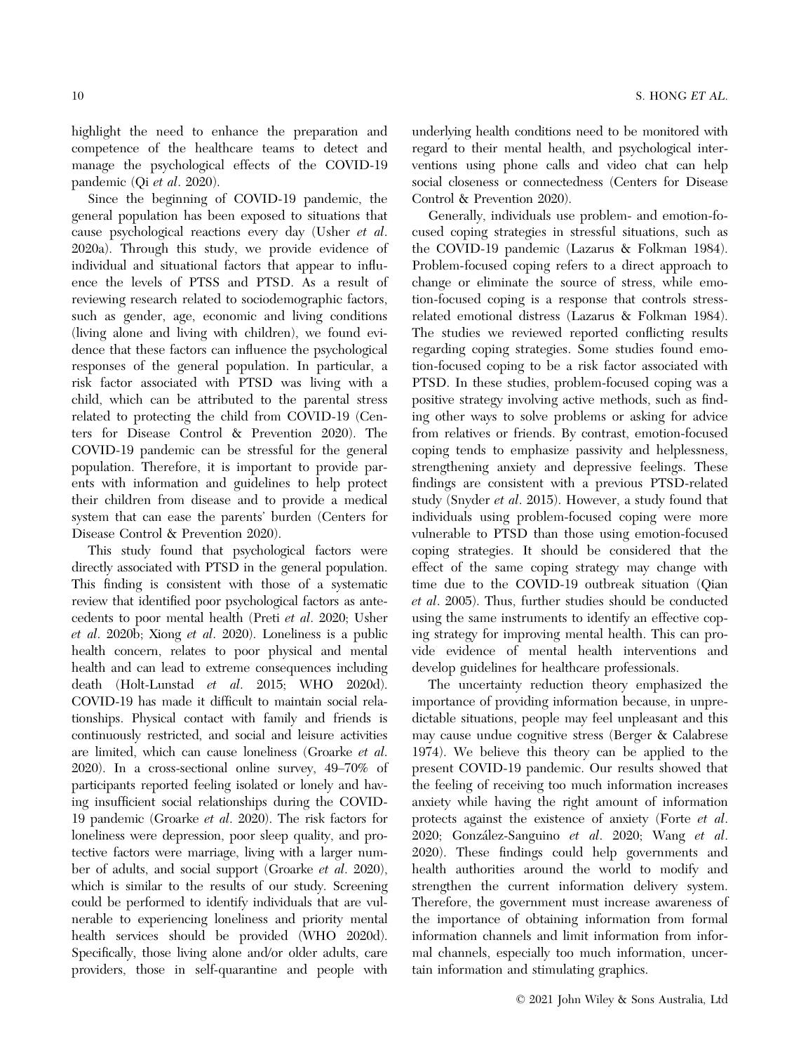highlight the need to enhance the preparation and competence of the healthcare teams to detect and manage the psychological effects of the COVID-19 pandemic (Qi *et al*. 2020).

Since the beginning of COVID-19 pandemic, the general population has been exposed to situations that cause psychological reactions every day (Usher *et al*. 2020a). Through this study, we provide evidence of individual and situational factors that appear to influence the levels of PTSS and PTSD. As a result of reviewing research related to sociodemographic factors, such as gender, age, economic and living conditions (living alone and living with children), we found evidence that these factors can influence the psychological responses of the general population. In particular, a risk factor associated with PTSD was living with a child, which can be attributed to the parental stress related to protecting the child from COVID-19 (Centers for Disease Control & Prevention 2020). The COVID-19 pandemic can be stressful for the general population. Therefore, it is important to provide parents with information and guidelines to help protect their children from disease and to provide a medical system that can ease the parents' burden (Centers for Disease Control & Prevention 2020).

This study found that psychological factors were directly associated with PTSD in the general population. This finding is consistent with those of a systematic review that identified poor psychological factors as antecedents to poor mental health (Preti *et al*. 2020; Usher *et al*. 2020b; Xiong *et al*. 2020). Loneliness is a public health concern, relates to poor physical and mental health and can lead to extreme consequences including death (Holt-Lunstad *et al*. 2015; WHO 2020d). COVID-19 has made it difficult to maintain social relationships. Physical contact with family and friends is continuously restricted, and social and leisure activities are limited, which can cause loneliness (Groarke *et al*. 2020). In a cross-sectional online survey, 49–70% of participants reported feeling isolated or lonely and having insufficient social relationships during the COVID-19 pandemic (Groarke *et al*. 2020). The risk factors for loneliness were depression, poor sleep quality, and protective factors were marriage, living with a larger number of adults, and social support (Groarke *et al*. 2020), which is similar to the results of our study. Screening could be performed to identify individuals that are vulnerable to experiencing loneliness and priority mental health services should be provided (WHO 2020d). Specifically, those living alone and/or older adults, care providers, those in self-quarantine and people with underlying health conditions need to be monitored with regard to their mental health, and psychological interventions using phone calls and video chat can help social closeness or connectedness (Centers for Disease Control & Prevention 2020).

Generally, individuals use problem- and emotion-focused coping strategies in stressful situations, such as the COVID-19 pandemic (Lazarus & Folkman 1984). Problem-focused coping refers to a direct approach to change or eliminate the source of stress, while emotion-focused coping is a response that controls stress-related emotional distress (Lazarus & Folkman 1984). The studies we reviewed reported conflicting results regarding coping strategies. Some studies found emotion-focused coping to be a risk factor associated with PTSD. In these studies, problem-focused coping was a positive strategy involving active methods, such as finding other ways to solve problems or asking for advice from relatives or friends. By contrast, emotion-focused coping tends to emphasize passivity and helplessness, strengthening anxiety and depressive feelings. These findings are consistent with a previous PTSD-related study (Snyder *et al*. 2015). However, a study found that individuals using problem-focused coping were more vulnerable to PTSD than those using emotion-focused coping strategies. It should be considered that the effect of the same coping strategy may change with time due to the COVID-19 outbreak situation (Qian *et al*. 2005). Thus, further studies should be conducted using the same instruments to identify an effective coping strategy for improving mental health. This can provide evidence of mental health interventions and develop guidelines for healthcare professionals.

The uncertainty reduction theory emphasized the importance of providing information because, in unpredictable situations, people may feel unpleasant and this may cause undue cognitive stress (Berger & Calabrese 1974). We believe this theory can be applied to the present COVID-19 pandemic. Our results showed that the feeling of receiving too much information increases anxiety while having the right amount of information protects against the existence of anxiety (Forte *et al*. 2020; González-Sanguino *et al*. 2020; Wang *et al*. 2020). These findings could help governments and health authorities around the world to modify and strengthen the current information delivery system. Therefore, the government must increase awareness of the importance of obtaining information from formal information channels and limit information from informal channels, especially too much information, uncertain information and stimulating graphics.

© 2021 John Wiley & Sons Australia, Ltd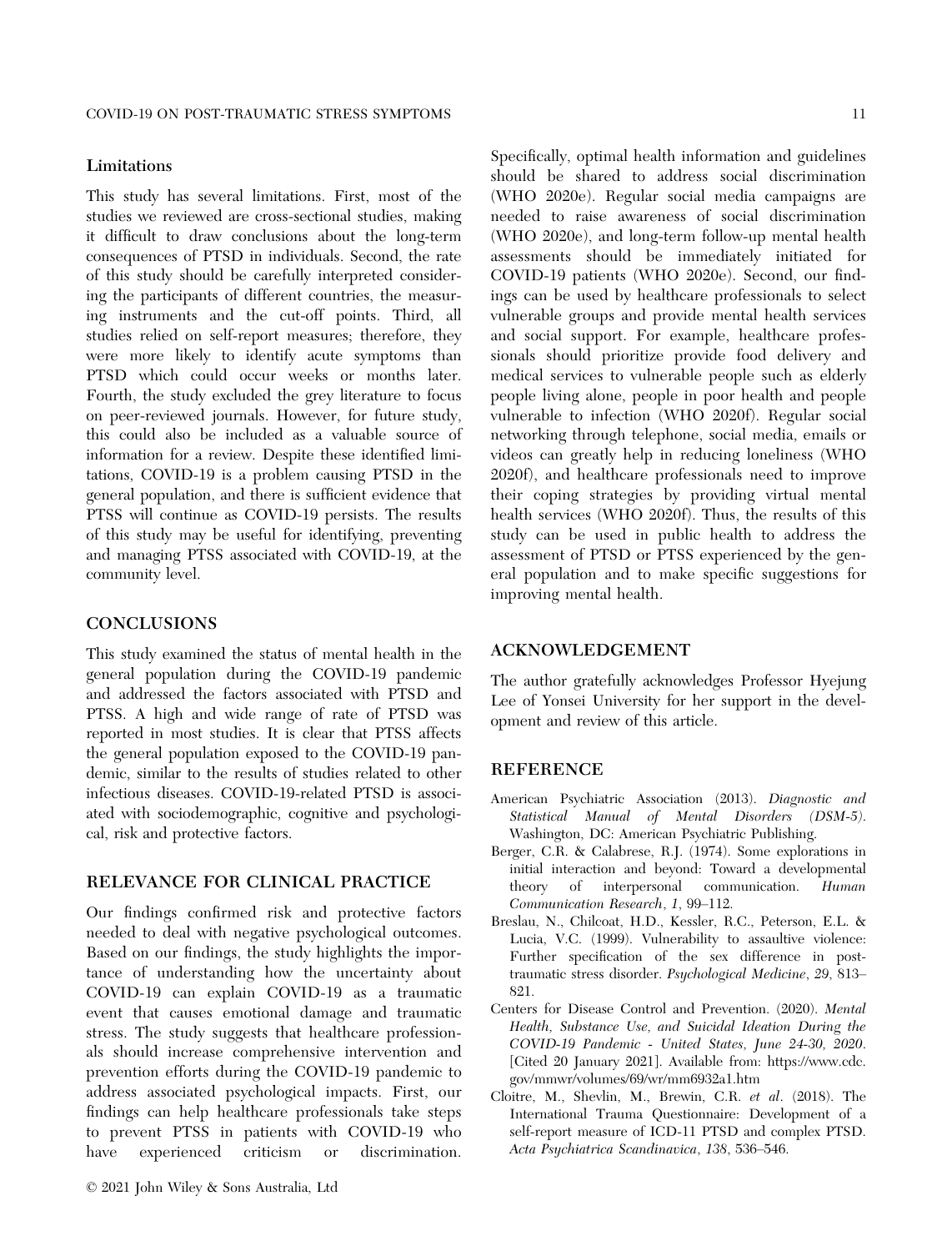### Limitations

This study has several limitations. First, most of the studies we reviewed are cross-sectional studies, making it difficult to draw conclusions about the long-term consequences of PTSD in individuals. Second, the rate of this study should be carefully interpreted considering the participants of different countries, the measuring instruments and the cut-off points. Third, all studies relied on self-report measures; therefore, they were more likely to identify acute symptoms than PTSD which could occur weeks or months later. Fourth, the study excluded the grey literature to focus on peer-reviewed journals. However, for future study, this could also be included as a valuable source of information for a review. Despite these identified limitations, COVID-19 is a problem causing PTSD in the general population, and there is sufficient evidence that PTSS will continue as COVID-19 persists. The results of this study may be useful for identifying, preventing and managing PTSS associated with COVID-19, at the community level.

## CONCLUSIONS

This study examined the status of mental health in the general population during the COVID-19 pandemic and addressed the factors associated with PTSD and PTSS. A high and wide range of rate of PTSD was reported in most studies. It is clear that PTSS affects the general population exposed to the COVID-19 pandemic, similar to the results of studies related to other infectious diseases. COVID-19-related PTSD is associated with sociodemographic, cognitive and psychological, risk and protective factors.

## RELEVANCE FOR CLINICAL PRACTICE

Our findings confirmed risk and protective factors needed to deal with negative psychological outcomes. Based on our findings, the study highlights the importance of understanding how the uncertainty about COVID-19 can explain COVID-19 as a traumatic event that causes emotional damage and traumatic stress. The study suggests that healthcare professionals should increase comprehensive intervention and prevention efforts during the COVID-19 pandemic to address associated psychological impacts. First, our findings can help healthcare professionals take steps to prevent PTSS in patients with COVID-19 who have experienced criticism or discrimination. Specifically, optimal health information and guidelines should be shared to address social discrimination (WHO 2020e). Regular social media campaigns are needed to raise awareness of social discrimination (WHO 2020e), and long-term follow-up mental health assessments should be immediately initiated for COVID-19 patients (WHO 2020e). Second, our findings can be used by healthcare professionals to select vulnerable groups and provide mental health services and social support. For example, healthcare professionals should prioritize provide food delivery and medical services to vulnerable people such as elderly people living alone, people in poor health and people vulnerable to infection (WHO 2020f). Regular social networking through telephone, social media, emails or videos can greatly help in reducing loneliness (WHO 2020f), and healthcare professionals need to improve their coping strategies by providing virtual mental health services (WHO 2020f). Thus, the results of this study can be used in public health to address the assessment of PTSD or PTSS experienced by the general population and to make specific suggestions for improving mental health.

## ACKNOWLEDGEMENT

The author gratefully acknowledges Professor Hyejung Lee of Yonsei University for her support in the development and review of this article.

## REFERENCE

American Psychiatric Association (2013). *Diagnostic and Statistical Manual of Mental Disorders (DSM-5)*. Washington, DC: American Psychiatric Publishing.

Berger, C.R. & Calabrese, R.J. (1974). Some explorations in initial interaction and beyond: Toward a developmental theory of interpersonal communication. *Human Communication Research*, *1*, 99–112.

Breslau, N., Chilcoat, H.D., Kessler, R.C., Peterson, E.L. & Lucia, V.C. (1999). Vulnerability to assaultive violence: Further specification of the sex difference in post-traumatic stress disorder. *Psychological Medicine*, *29*, 813–821.

Centers for Disease Control and Prevention. (2020). *Mental Health, Substance Use, and Suicidal Ideation During the COVID-19 Pandemic - United States, June 24-30, 2020*. [Cited 20 January 2021]. Available from: https://www.cdc.gov/mmwr/volumes/69/wr/mm6932a1.htm

Cloitre, M., Shevlin, M., Brewin, C.R. *et al*. (2018). The International Trauma Questionnaire: Development of a self-report measure of ICD-11 PTSD and complex PTSD. *Acta Psychiatrica Scandinavica*, *138*, 536–546.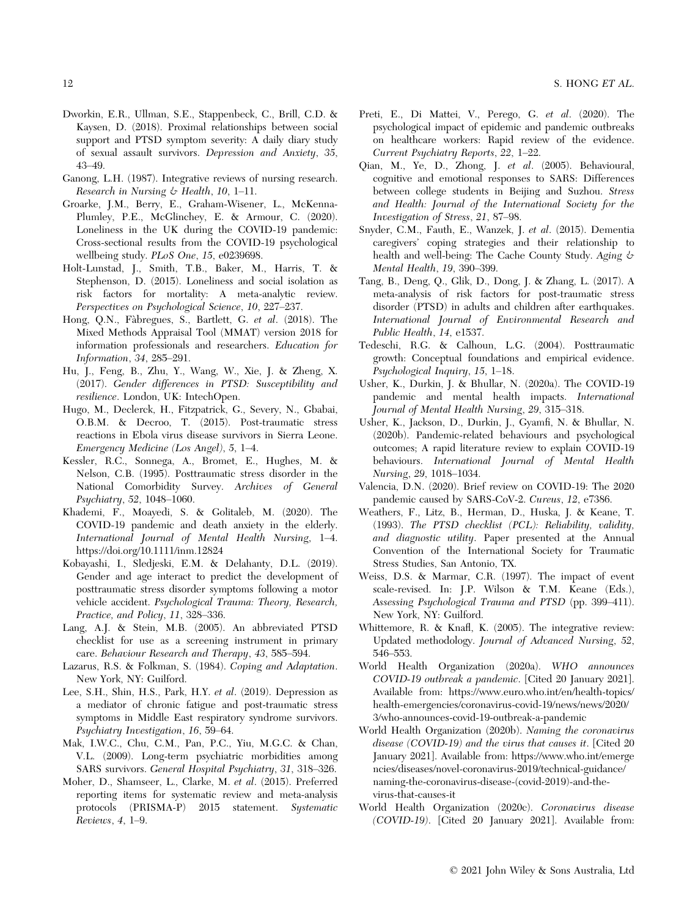Dworkin, E.R., Ullman, S.E., Stappenbeck, C., Brill, C.D. & Kaysen, D. (2018). Proximal relationships between social support and PTSD symptom severity: A daily diary study of sexual assault survivors. *Depression and Anxiety*, *35*, 43–49.

Ganong, L.H. (1987). Integrative reviews of nursing research. *Research in Nursing & Health*, *10*, 1–11.

Groarke, J.M., Berry, E., Graham-Wisener, L., McKenna-Plumley, P.E., McGlinchey, E. & Armour, C. (2020). Loneliness in the UK during the COVID-19 pandemic: Cross-sectional results from the COVID-19 psychological wellbeing study. *PLoS One*, *15*, e0239698.

Holt-Lunstad, J., Smith, T.B., Baker, M., Harris, T. & Stephenson, D. (2015). Loneliness and social isolation as risk factors for mortality: A meta-analytic review. *Perspectives on Psychological Science*, *10*, 227–237.

Hong, Q.N., Fàbregues, S., Bartlett, G. *et al*. (2018). The Mixed Methods Appraisal Tool (MMAT) version 2018 for information professionals and researchers. *Education for Information*, *34*, 285–291.

Hu, J., Feng, B., Zhu, Y., Wang, W., Xie, J. & Zheng, X. (2017). *Gender differences in PTSD: Susceptibility and resilience*. London, UK: IntechOpen.

Hugo, M., Declerck, H., Fitzpatrick, G., Severy, N., Gbabai, O.B.M. & Decroo, T. (2015). Post-traumatic stress reactions in Ebola virus disease survivors in Sierra Leone. *Emergency Medicine (Los Angel)*, *5*, 1–4.

Kessler, R.C., Sonnega, A., Bromet, E., Hughes, M. & Nelson, C.B. (1995). Posttraumatic stress disorder in the National Comorbidity Survey. *Archives of General Psychiatry*, *52*, 1048–1060.

Khademi, F., Moayedi, S. & Golitaleb, M. (2020). The COVID-19 pandemic and death anxiety in the elderly. *International Journal of Mental Health Nursing*, 1–4. https://doi.org/10.1111/inm.12824

Kobayashi, I., Sledjeski, E.M. & Delahanty, D.L. (2019). Gender and age interact to predict the development of posttraumatic stress disorder symptoms following a motor vehicle accident. *Psychological Trauma: Theory, Research, Practice, and Policy*, *11*, 328–336.

Lang, A.J. & Stein, M.B. (2005). An abbreviated PTSD checklist for use as a screening instrument in primary care. *Behaviour Research and Therapy*, *43*, 585–594.

Lazarus, R.S. & Folkman, S. (1984). *Coping and Adaptation*. New York, NY: Guilford.

Lee, S.H., Shin, H.S., Park, H.Y. *et al*. (2019). Depression as a mediator of chronic fatigue and post-traumatic stress symptoms in Middle East respiratory syndrome survivors. *Psychiatry Investigation*, *16*, 59–64.

Mak, I.W.C., Chu, C.M., Pan, P.C., Yiu, M.G.C. & Chan, V.L. (2009). Long-term psychiatric morbidities among SARS survivors. *General Hospital Psychiatry*, *31*, 318–326.

Moher, D., Shamseer, L., Clarke, M. *et al*. (2015). Preferred reporting items for systematic review and meta-analysis protocols (PRISMA-P) 2015 statement. *Systematic Reviews*, *4*, 1–9.

Preti, E., Di Mattei, V., Perego, G. *et al*. (2020). The psychological impact of epidemic and pandemic outbreaks on healthcare workers: Rapid review of the evidence. *Current Psychiatry Reports*, *22*, 1–22.

Qian, M., Ye, D., Zhong, J. *et al*. (2005). Behavioural, cognitive and emotional responses to SARS: Differences between college students in Beijing and Suzhou. *Stress and Health: Journal of the International Society for the Investigation of Stress*, *21*, 87–98.

Snyder, C.M., Fauth, E., Wanzek, J. *et al*. (2015). Dementia caregivers' coping strategies and their relationship to health and well-being: The Cache County Study. *Aging & Mental Health*, *19*, 390–399.

Tang, B., Deng, Q., Glik, D., Dong, J. & Zhang, L. (2017). A meta-analysis of risk factors for post-traumatic stress disorder (PTSD) in adults and children after earthquakes. *International Journal of Environmental Research and Public Health*, *14*, e1537.

Tedeschi, R.G. & Calhoun, L.G. (2004). Posttraumatic growth: Conceptual foundations and empirical evidence. *Psychological Inquiry*, *15*, 1–18.

Usher, K., Durkin, J. & Bhullar, N. (2020a). The COVID-19 pandemic and mental health impacts. *International Journal of Mental Health Nursing*, *29*, 315–318.

Usher, K., Jackson, D., Durkin, J., Gyamfi, N. & Bhullar, N. (2020b). Pandemic-related behaviours and psychological outcomes; A rapid literature review to explain COVID-19 behaviours. *International Journal of Mental Health Nursing*, *29*, 1018–1034.

Valencia, D.N. (2020). Brief review on COVID-19: The 2020 pandemic caused by SARS-CoV-2. *Cureus*, *12*, e7386.

Weathers, F., Litz, B., Herman, D., Huska, J. & Keane, T. (1993). *The PTSD checklist (PCL): Reliability, validity, and diagnostic utility*. Paper presented at the Annual Convention of the International Society for Traumatic Stress Studies, San Antonio, TX.

Weiss, D.S. & Marmar, C.R. (1997). The impact of event scale-revised. In: J.P. Wilson & T.M. Keane (Eds.), *Assessing Psychological Trauma and PTSD* (pp. 399–411). New York, NY: Guilford.

Whittemore, R. & Knafl, K. (2005). The integrative review: Updated methodology. *Journal of Advanced Nursing*, *52*, 546–553.

World Health Organization (2020a). *WHO announces COVID-19 outbreak a pandemic*. [Cited 20 January 2021]. Available from: https://www.euro.who.int/en/health-topics/health-emergencies/coronavirus-covid-19/news/news/2020/3/who-announces-covid-19-outbreak-a-pandemic

World Health Organization (2020b). *Naming the coronavirus disease (COVID-19) and the virus that causes it*. [Cited 20 January 2021]. Available from: https://www.who.int/emergencies/diseases/novel-coronavirus-2019/technical-guidance/naming-the-coronavirus-disease-(covid-2019)-and-the-virus-that-causes-it

World Health Organization (2020c). *Coronavirus disease (COVID-19)*. [Cited 20 January 2021]. Available from: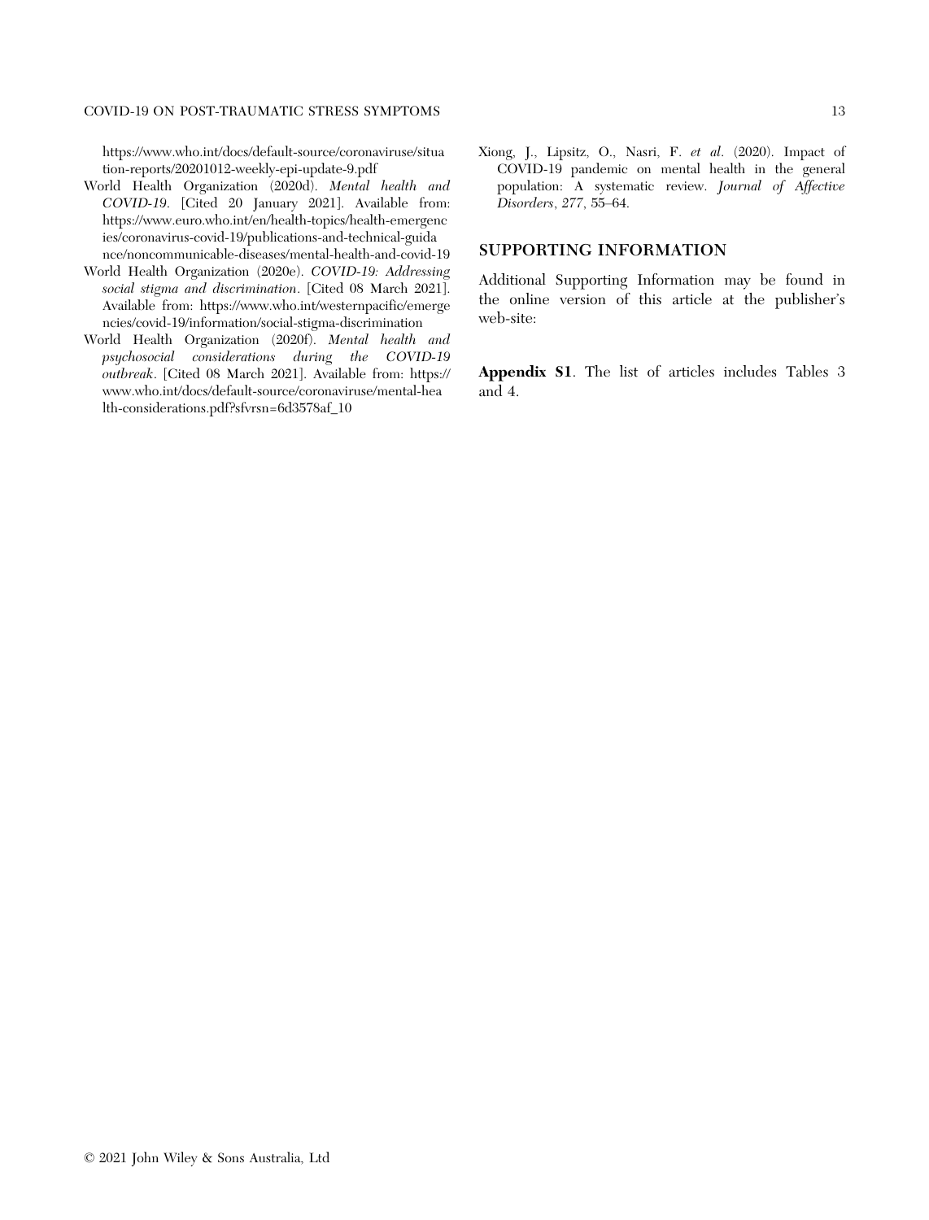https://www.who.int/docs/default-source/coronaviruse/situation-reports/20201012-weekly-epi-update-9.pdf

World Health Organization (2020d). *Mental health and COVID-19*. [Cited 20 January 2021]. Available from: https://www.euro.who.int/en/health-topics/health-emergencies/coronavirus-covid-19/publications-and-technical-guidance/noncommunicable-diseases/mental-health-and-covid-19

World Health Organization (2020e). *COVID-19: Addressing social stigma and discrimination*. [Cited 08 March 2021]. Available from: https://www.who.int/westernpacific/emergencies/covid-19/information/social-stigma-discrimination

World Health Organization (2020f). *Mental health and psychosocial considerations during the COVID-19 outbreak*. [Cited 08 March 2021]. Available from: https://www.who.int/docs/default-source/coronaviruse/mental-health-considerations.pdf?sfvrsn=6d3578af_10

Xiong, J., Lipsitz, O., Nasri, F. *et al*. (2020). Impact of COVID-19 pandemic on mental health in the general population: A systematic review. *Journal of Affective Disorders*, *277*, 55–64.

## SUPPORTING INFORMATION

Additional Supporting Information may be found in the online version of this article at the publisher's web-site:

**Appendix S1**. The list of articles includes Tables 3 and 4.